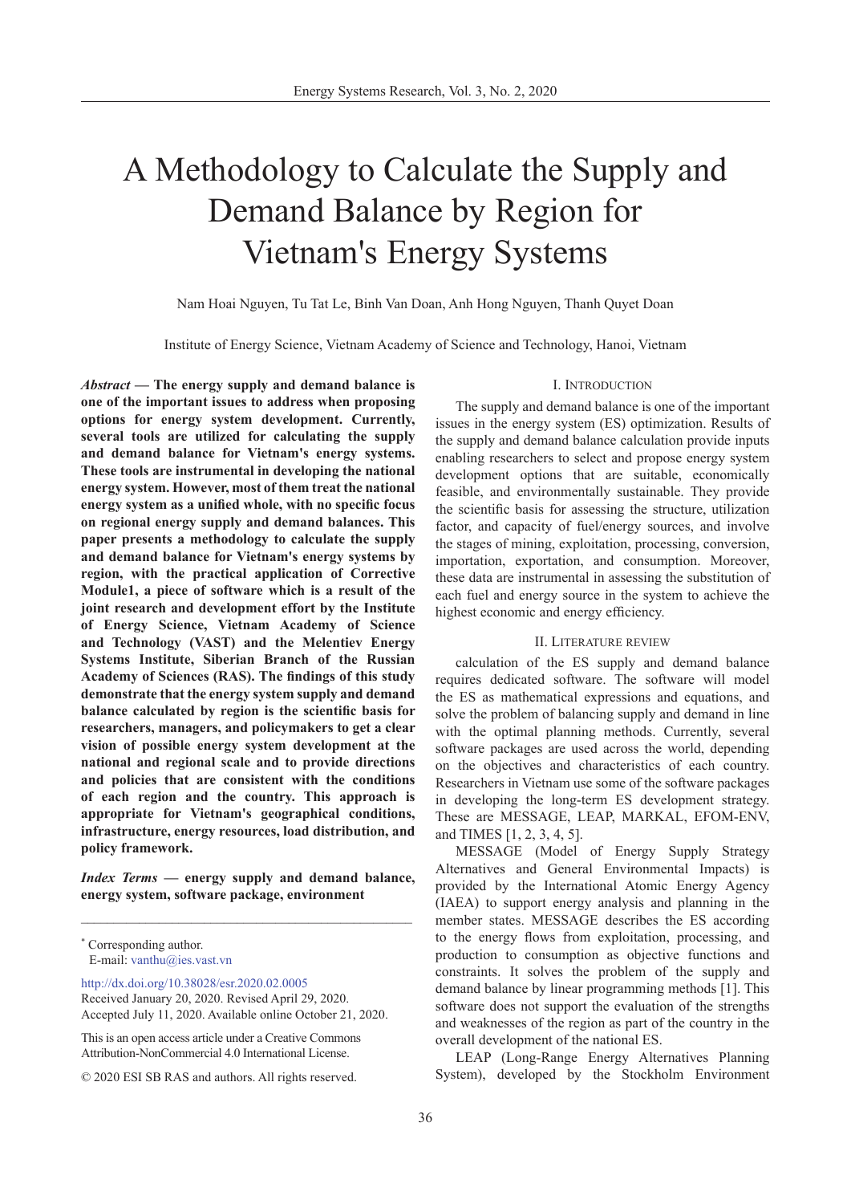# A Methodology to Calculate the Supply and Demand Balance by Region for Vietnam's Energy Systems

Nam Hoai Nguyen, Tu Tat Le, Binh Van Doan, Anh Hong Nguyen, Thanh Quyet Doan

Institute of Energy Science, Vietnam Academy of Science and Technology, Hanoi, Vietnam

***Abstract* — The energy supply and demand balance is one of the important issues to address when proposing options for energy system development. Currently, several tools are utilized for calculating the supply and demand balance for Vietnam's energy systems. These tools are instrumental in developing the national energy system. However, most of them treat the national energy system as a unified whole, with no specific focus on regional energy supply and demand balances. This paper presents a methodology to calculate the supply and demand balance for Vietnam's energy systems by region, with the practical application of Corrective Module1, a piece of software which is a result of the joint research and development effort by the Institute of Energy Science, Vietnam Academy of Science and Technology (VAST) and the Melentiev Energy Systems Institute, Siberian Branch of the Russian Academy of Sciences (RAS). The findings of this study demonstrate that the energy system supply and demand balance calculated by region is the scientific basis for researchers, managers, and policymakers to get a clear vision of possible energy system development at the national and regional scale and to provide directions and policies that are consistent with the conditions of each region and the country. This approach is appropriate for Vietnam's geographical conditions, infrastructure, energy resources, load distribution, and policy framework.**

***Index Terms* — energy supply and demand balance, energy system, software package, environment**

---

[*] Corresponding author.
E-mail: vanthu@ies.vast.vn

http://dx.doi.org/10.38028/esr.2020.02.0005
Received January 20, 2020. Revised April 29, 2020.
Accepted July 11, 2020. Available online October 21, 2020.

This is an open access article under a Creative Commons Attribution-NonCommercial 4.0 International License.

© 2020 ESI SB RAS and authors. All rights reserved.

## I. Introduction

The supply and demand balance is one of the important issues in the energy system (ES) optimization. Results of the supply and demand balance calculation provide inputs enabling researchers to select and propose energy system development options that are suitable, economically feasible, and environmentally sustainable. They provide the scientific basis for assessing the structure, utilization factor, and capacity of fuel/energy sources, and involve the stages of mining, exploitation, processing, conversion, importation, exportation, and consumption. Moreover, these data are instrumental in assessing the substitution of each fuel and energy source in the system to achieve the highest economic and energy efficiency.

## II. Literature review

calculation of the ES supply and demand balance requires dedicated software. The software will model the ES as mathematical expressions and equations, and solve the problem of balancing supply and demand in line with the optimal planning methods. Currently, several software packages are used across the world, depending on the objectives and characteristics of each country. Researchers in Vietnam use some of the software packages in developing the long-term ES development strategy. These are MESSAGE, LEAP, MARKAL, EFOM-ENV, and TIMES [1, 2, 3, 4, 5].

MESSAGE (Model of Energy Supply Strategy Alternatives and General Environmental Impacts) is provided by the International Atomic Energy Agency (IAEA) to support energy analysis and planning in the member states. MESSAGE describes the ES according to the energy flows from exploitation, processing, and production to consumption as objective functions and constraints. It solves the problem of the supply and demand balance by linear programming methods [1]. This software does not support the evaluation of the strengths and weaknesses of the region as part of the country in the overall development of the national ES.

LEAP (Long-Range Energy Alternatives Planning System), developed by the Stockholm Environment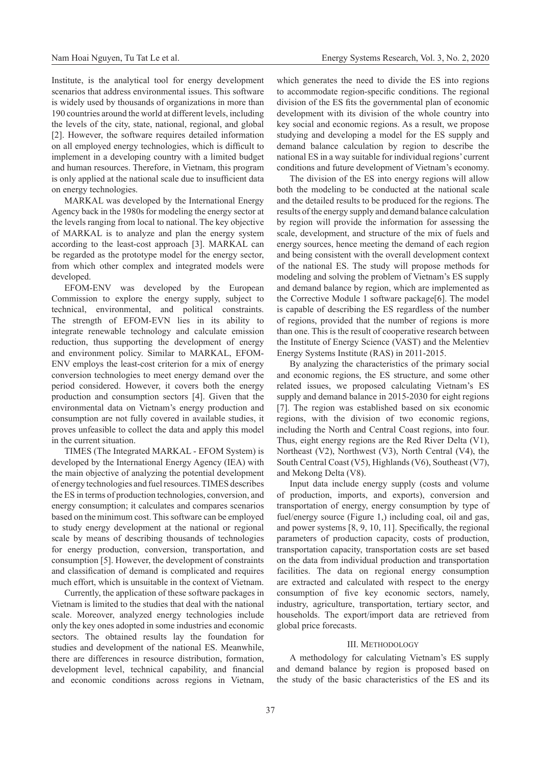Institute, is the analytical tool for energy development scenarios that address environmental issues. This software is widely used by thousands of organizations in more than 190 countries around the world at different levels, including the levels of the city, state, national, regional, and global [2]. However, the software requires detailed information on all employed energy technologies, which is difficult to implement in a developing country with a limited budget and human resources. Therefore, in Vietnam, this program is only applied at the national scale due to insufficient data on energy technologies.

MARKAL was developed by the International Energy Agency back in the 1980s for modeling the energy sector at the levels ranging from local to national. The key objective of MARKAL is to analyze and plan the energy system according to the least-cost approach [3]. MARKAL can be regarded as the prototype model for the energy sector, from which other complex and integrated models were developed.

EFOM-ENV was developed by the European Commission to explore the energy supply, subject to technical, environmental, and political constraints. The strength of EFOM-EVN lies in its ability to integrate renewable technology and calculate emission reduction, thus supporting the development of energy and environment policy. Similar to MARKAL, EFOM-ENV employs the least-cost criterion for a mix of energy conversion technologies to meet energy demand over the period considered. However, it covers both the energy production and consumption sectors [4]. Given that the environmental data on Vietnam's energy production and consumption are not fully covered in available studies, it proves unfeasible to collect the data and apply this model in the current situation.

TIMES (The Integrated MARKAL - EFOM System) is developed by the International Energy Agency (IEA) with the main objective of analyzing the potential development of energy technologies and fuel resources. TIMES describes the ES in terms of production technologies, conversion, and energy consumption; it calculates and compares scenarios based on the minimum cost. This software can be employed to study energy development at the national or regional scale by means of describing thousands of technologies for energy production, conversion, transportation, and consumption [5]. However, the development of constraints and classification of demand is complicated and requires much effort, which is unsuitable in the context of Vietnam.

Currently, the application of these software packages in Vietnam is limited to the studies that deal with the national scale. Moreover, analyzed energy technologies include only the key ones adopted in some industries and economic sectors. The obtained results lay the foundation for studies and development of the national ES. Meanwhile, there are differences in resource distribution, formation, development level, technical capability, and financial and economic conditions across regions in Vietnam, which generates the need to divide the ES into regions to accommodate region-specific conditions. The regional division of the ES fits the governmental plan of economic development with its division of the whole country into key social and economic regions. As a result, we propose studying and developing a model for the ES supply and demand balance calculation by region to describe the national ES in a way suitable for individual regions' current conditions and future development of Vietnam's economy.

The division of the ES into energy regions will allow both the modeling to be conducted at the national scale and the detailed results to be produced for the regions. The results of the energy supply and demand balance calculation by region will provide the information for assessing the scale, development, and structure of the mix of fuels and energy sources, hence meeting the demand of each region and being consistent with the overall development context of the national ES. The study will propose methods for modeling and solving the problem of Vietnam's ES supply and demand balance by region, which are implemented as the Corrective Module 1 software package[6]. The model is capable of describing the ES regardless of the number of regions, provided that the number of regions is more than one. This is the result of cooperative research between the Institute of Energy Science (VAST) and the Melentiev Energy Systems Institute (RAS) in 2011-2015.

By analyzing the characteristics of the primary social and economic regions, the ES structure, and some other related issues, we proposed calculating Vietnam's ES supply and demand balance in 2015-2030 for eight regions [7]. The region was established based on six economic regions, with the division of two economic regions, including the North and Central Coast regions, into four. Thus, eight energy regions are the Red River Delta (V1), Northeast (V2), Northwest (V3), North Central (V4), the South Central Coast (V5), Highlands (V6), Southeast (V7), and Mekong Delta (V8).

Input data include energy supply (costs and volume of production, imports, and exports), conversion and transportation of energy, energy consumption by type of fuel/energy source (Figure 1,) including coal, oil and gas, and power systems [8, 9, 10, 11]. Specifically, the regional parameters of production capacity, costs of production, transportation capacity, transportation costs are set based on the data from individual production and transportation facilities. The data on regional energy consumption are extracted and calculated with respect to the energy consumption of five key economic sectors, namely, industry, agriculture, transportation, tertiary sector, and households. The export/import data are retrieved from global price forecasts.

## III. Methodology

A methodology for calculating Vietnam's ES supply and demand balance by region is proposed based on the study of the basic characteristics of the ES and its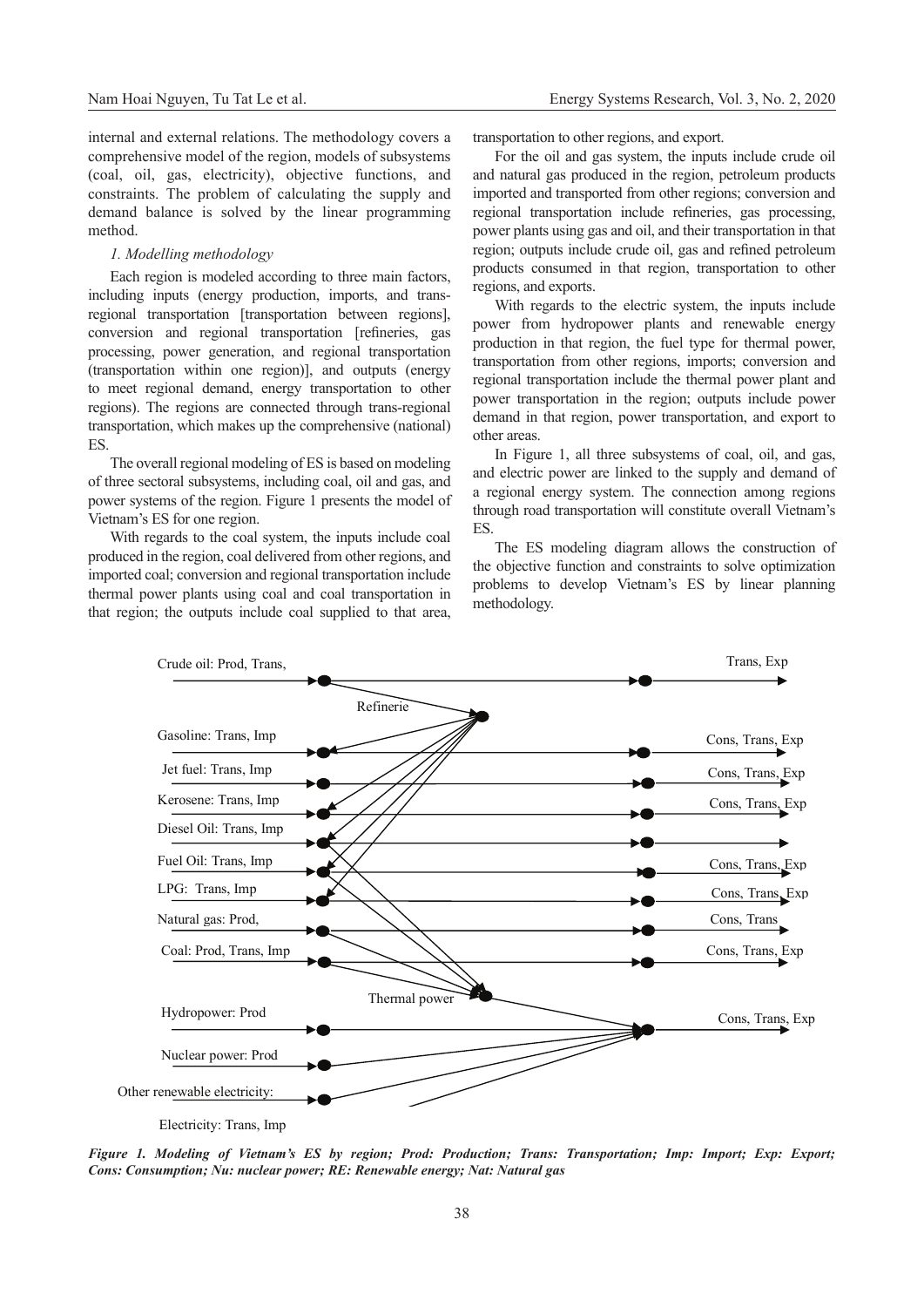internal and external relations. The methodology covers a comprehensive model of the region, models of subsystems (coal, oil, gas, electricity), objective functions, and constraints. The problem of calculating the supply and demand balance is solved by the linear programming method.

*1. Modelling methodology*

Each region is modeled according to three main factors, including inputs (energy production, imports, and trans-regional transportation [transportation between regions], conversion and regional transportation [refineries, gas processing, power generation, and regional transportation (transportation within one region)], and outputs (energy to meet regional demand, energy transportation to other regions). The regions are connected through trans-regional transportation, which makes up the comprehensive (national) ES.

The overall regional modeling of ES is based on modeling of three sectoral subsystems, including coal, oil and gas, and power systems of the region. Figure 1 presents the model of Vietnam's ES for one region.

With regards to the coal system, the inputs include coal produced in the region, coal delivered from other regions, and imported coal; conversion and regional transportation include thermal power plants using coal and coal transportation in that region; the outputs include coal supplied to that area, transportation to other regions, and export.

For the oil and gas system, the inputs include crude oil and natural gas produced in the region, petroleum products imported and transported from other regions; conversion and regional transportation include refineries, gas processing, power plants using gas and oil, and their transportation in that region; outputs include crude oil, gas and refined petroleum products consumed in that region, transportation to other regions, and exports.

With regards to the electric system, the inputs include power from hydropower plants and renewable energy production in that region, the fuel type for thermal power, transportation from other regions, imports; conversion and regional transportation include the thermal power plant and power transportation in the region; outputs include power demand in that region, power transportation, and export to other areas.

In Figure 1, all three subsystems of coal, oil, and gas, and electric power are linked to the supply and demand of a regional energy system. The connection among regions through road transportation will constitute overall Vietnam's ES.

The ES modeling diagram allows the construction of the objective function and constraints to solve optimization problems to develop Vietnam's ES by linear planning methodology.

Crude oil: Prod, Trans, — Trans, Exp
Refinerie
Gasoline: Trans, Imp — Cons, Trans, Exp
Jet fuel: Trans, Imp — Cons, Trans, Exp
Kerosene: Trans, Imp — Cons, Trans, Exp
Diesel Oil: Trans, Imp
Fuel Oil: Trans, Imp — Cons, Trans, Exp
LPG: Trans, Imp — Cons, Trans, Exp
Natural gas: Prod, — Cons, Trans
Coal: Prod, Trans, Imp — Cons, Trans, Exp
Thermal power
Hydropower: Prod — Cons, Trans, Exp
Nuclear power: Prod
Other renewable electricity:
Electricity: Trans, Imp

***Figure 1. Modeling of Vietnam's ES by region; Prod: Production; Trans: Transportation; Imp: Import; Exp: Export; Cons: Consumption; Nu: nuclear power; RE: Renewable energy; Nat: Natural gas***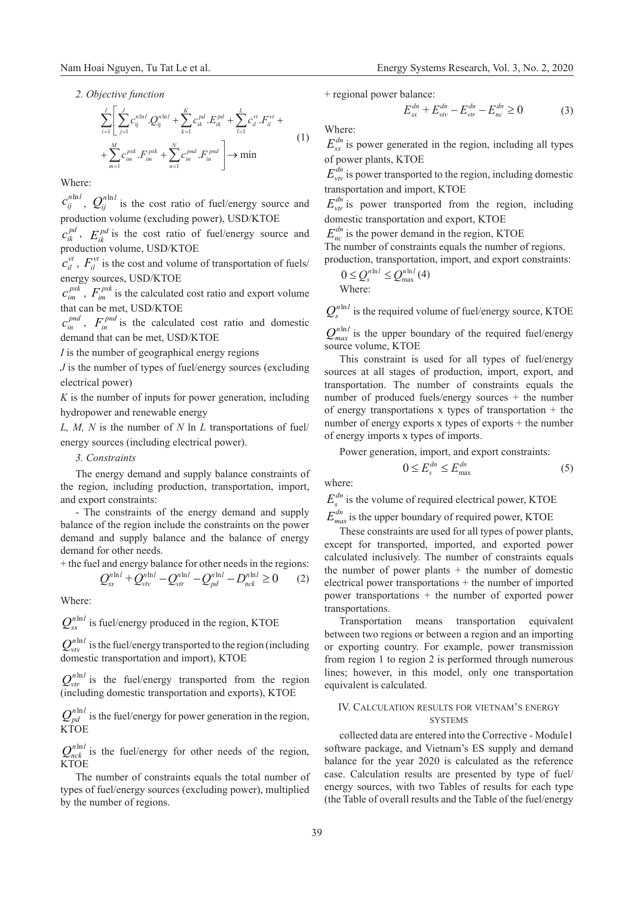*2. Objective function*

$$\sum_{i=1}^{I}\left[\sum_{j=1}^{J} c_{ij}^{n\ln l}.Q_{ij}^{n\ln l} + \sum_{k=1}^{K} c_{ik}^{pd}.E_{ik}^{pd} + \sum_{l=1}^{L} c_{il}^{vt}.F_{il}^{vt} + \right.$$
$$\left. + \sum_{m=1}^{M} c_{im}^{pxk}.F_{im}^{pxk} + \sum_{n=1}^{N} c_{in}^{pnd}.F_{in}^{pnd} \right] \rightarrow \min \qquad (1)$$

Where:

$c_{ij}^{n\ln l}$, $Q_{ij}^{n\ln l}$ is the cost ratio of fuel/energy source and production volume (excluding power), USD/KTOE

$c_{ik}^{pd}$, $E_{ik}^{pd}$ is the cost ratio of fuel/energy source and production volume, USD/KTOE

$c_{il}^{vt}$, $F_{il}^{vt}$ is the cost and volume of transportation of fuels/energy sources, USD/KTOE

$c_{im}^{pxk}$, $F_{im}^{pxk}$ is the calculated cost ratio and export volume that can be met, USD/KTOE

$c_{in}^{pnd}$, $F_{in}^{pnd}$ is the calculated cost ratio and domestic demand that can be met, USD/KTOE

*I* is the number of geographical energy regions

*J* is the number of types of fuel/energy sources (excluding electrical power)

*K* is the number of inputs for power generation, including hydropower and renewable energy

*L, M, N* is the number of *N* ln *L* transportations of fuel/energy sources (including electrical power).

*3. Constraints*

The energy demand and supply balance constraints of the region, including production, transportation, import, and export constraints:

- The constraints of the energy demand and supply balance of the region include the constraints on the power demand and supply balance and the balance of energy demand for other needs.

+ the fuel and energy balance for other needs in the regions:

$$Q_{sx}^{n\ln l} + Q_{vtv}^{n\ln l} - Q_{vtr}^{n\ln l} - Q_{pd}^{n\ln l} - D_{nck}^{n\ln l} \geq 0 \qquad (2)$$

Where:

$Q_{sx}^{n\ln l}$ is fuel/energy produced in the region, KTOE

$Q_{vtv}^{n\ln l}$ is the fuel/energy transported to the region (including domestic transportation and import), KTOE

$Q_{vtr}^{n\ln l}$ is the fuel/energy transported from the region (including domestic transportation and exports), KTOE

$Q_{pd}^{n\ln l}$ is the fuel/energy for power generation in the region, KTOE

$Q_{nck}^{n\ln l}$ is the fuel/energy for other needs of the region, KTOE

The number of constraints equals the total number of types of fuel/energy sources (excluding power), multiplied by the number of regions.

+ regional power balance:

$$E_{sx}^{dn} + E_{vtv}^{dn} - E_{vtr}^{dn} - E_{nc}^{dn} \geq 0 \qquad (3)$$

Where:

$E_{sx}^{dn}$ is power generated in the region, including all types of power plants, KTOE

$E_{vtv}^{dn}$ is power transported to the region, including domestic transportation and import, KTOE

$E_{vtr}^{dn}$ is power transported from the region, including domestic transportation and export, KTOE

$E_{nc}^{dn}$ is the power demand in the region, KTOE

The number of constraints equals the number of regions.

production, transportation, import, and export constraints:

$$0 \leq Q_{s}^{n\ln l} \leq Q_{\max}^{n\ln l} \qquad (4)$$

Where:

$Q_{s}^{n\ln l}$ is the required volume of fuel/energy source, KTOE

$Q_{max}^{n\ln l}$ is the upper boundary of the required fuel/energy source volume, KTOE

This constraint is used for all types of fuel/energy sources at all stages of production, import, export, and transportation. The number of constraints equals the number of produced fuels/energy sources + the number of energy transportations x types of transportation + the number of energy exports x types of exports + the number of energy imports x types of imports.

Power generation, import, and export constraints:

$$0 \leq E_{s}^{dn} \leq E_{\max}^{dn} \qquad (5)$$

where:

$E_{s}^{dn}$ is the volume of required electrical power, KTOE

$E_{max}^{dn}$ is the upper boundary of required power, KTOE

These constraints are used for all types of power plants, except for transported, imported, and exported power calculated inclusively. The number of constraints equals the number of power plants + the number of domestic electrical power transportations + the number of imported power transportations + the number of exported power transportations.

Transportation means transportation equivalent between two regions or between a region and an importing or exporting country. For example, power transmission from region 1 to region 2 is performed through numerous lines; however, in this model, only one transportation equivalent is calculated.

## IV. Calculation results for Vietnam's energy systems

collected data are entered into the Corrective - Module1 software package, and Vietnam's ES supply and demand balance for the year 2020 is calculated as the reference case. Calculation results are presented by type of fuel/energy sources, with two Tables of results for each type (the Table of overall results and the Table of the fuel/energy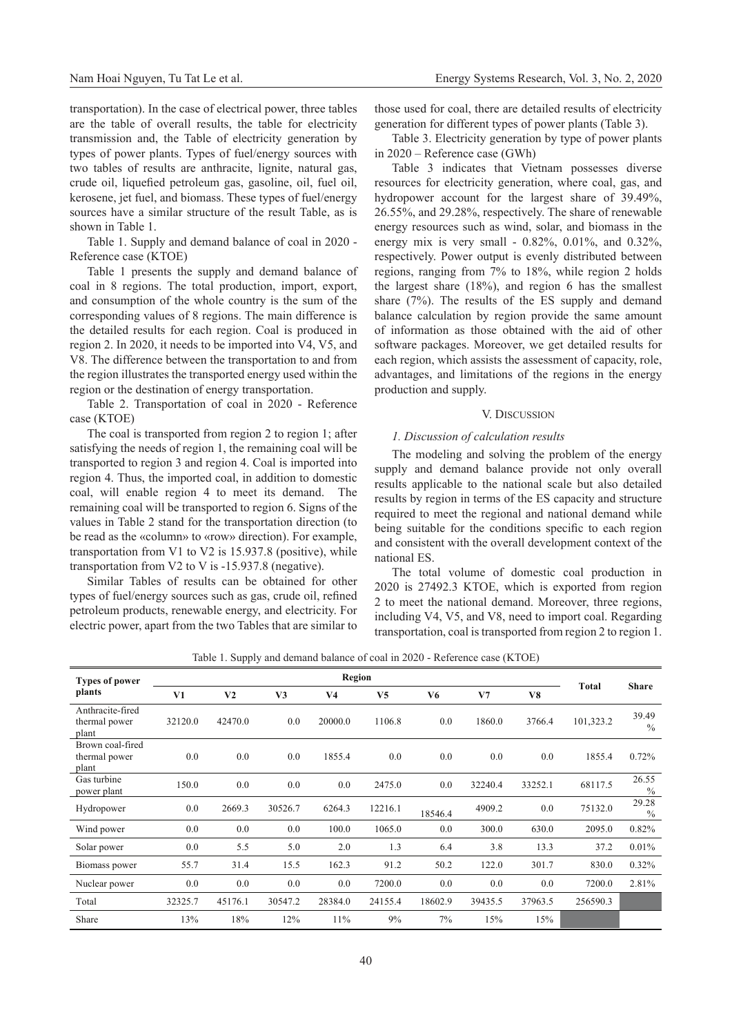transportation). In the case of electrical power, three tables are the table of overall results, the table for electricity transmission and, the Table of electricity generation by types of power plants. Types of fuel/energy sources with two tables of results are anthracite, lignite, natural gas, crude oil, liquefied petroleum gas, gasoline, oil, fuel oil, kerosene, jet fuel, and biomass. These types of fuel/energy sources have a similar structure of the result Table, as is shown in Table 1.

Table 1. Supply and demand balance of coal in 2020 - Reference case (KTOE)

Table 1 presents the supply and demand balance of coal in 8 regions. The total production, import, export, and consumption of the whole country is the sum of the corresponding values of 8 regions. The main difference is the detailed results for each region. Coal is produced in region 2. In 2020, it needs to be imported into V4, V5, and V8. The difference between the transportation to and from the region illustrates the transported energy used within the region or the destination of energy transportation.

Table 2. Transportation of coal in 2020 - Reference case (KTOE)

The coal is transported from region 2 to region 1; after satisfying the needs of region 1, the remaining coal will be transported to region 3 and region 4. Coal is imported into region 4. Thus, the imported coal, in addition to domestic coal, will enable region 4 to meet its demand. The remaining coal will be transported to region 6. Signs of the values in Table 2 stand for the transportation direction (to be read as the «column» to «row» direction). For example, transportation from V1 to V2 is 15.937.8 (positive), while transportation from V2 to V is -15.937.8 (negative).

Similar Tables of results can be obtained for other types of fuel/energy sources such as gas, crude oil, refined petroleum products, renewable energy, and electricity. For electric power, apart from the two Tables that are similar to those used for coal, there are detailed results of electricity generation for different types of power plants (Table 3).

Table 3. Electricity generation by type of power plants in 2020 – Reference case (GWh)

Table 3 indicates that Vietnam possesses diverse resources for electricity generation, where coal, gas, and hydropower account for the largest share of 39.49%, 26.55%, and 29.28%, respectively. The share of renewable energy resources such as wind, solar, and biomass in the energy mix is very small - 0.82%, 0.01%, and 0.32%, respectively. Power output is evenly distributed between regions, ranging from 7% to 18%, while region 2 holds the largest share (18%), and region 6 has the smallest share (7%). The results of the ES supply and demand balance calculation by region provide the same amount of information as those obtained with the aid of other software packages. Moreover, we get detailed results for each region, which assists the assessment of capacity, role, advantages, and limitations of the regions in the energy production and supply.

## V. Discussion

### *1. Discussion of calculation results*

The modeling and solving the problem of the energy supply and demand balance provide not only overall results applicable to the national scale but also detailed results by region in terms of the ES capacity and structure required to meet the regional and national demand while being suitable for the conditions specific to each region and consistent with the overall development context of the national ES.

The total volume of domestic coal production in 2020 is 27492.3 KTOE, which is exported from region 2 to meet the national demand. Moreover, three regions, including V4, V5, and V8, need to import coal. Regarding transportation, coal is transported from region 2 to region 1.

Table 1. Supply and demand balance of coal in 2020 - Reference case (KTOE)

| Types of power plants | Region | | | | | | | | Total | Share |
|---|---|---|---|---|---|---|---|---|---|---|
| | V1 | V2 | V3 | V4 | V5 | V6 | V7 | V8 | | |
| Anthracite-fired thermal power plant | 32120.0 | 42470.0 | 0.0 | 20000.0 | 1106.8 | 0.0 | 1860.0 | 3766.4 | 101,323.2 | 39.49 % |
| Brown coal-fired thermal power plant | 0.0 | 0.0 | 0.0 | 1855.4 | 0.0 | 0.0 | 0.0 | 0.0 | 1855.4 | 0.72% |
| Gas turbine power plant | 150.0 | 0.0 | 0.0 | 0.0 | 2475.0 | 0.0 | 32240.4 | 33252.1 | 68117.5 | 26.55 % |
| Hydropower | 0.0 | 2669.3 | 30526.7 | 6264.3 | 12216.1 | 18546.4 | 4909.2 | 0.0 | 75132.0 | 29.28 % |
| Wind power | 0.0 | 0.0 | 0.0 | 100.0 | 1065.0 | 0.0 | 300.0 | 630.0 | 2095.0 | 0.82% |
| Solar power | 0.0 | 5.5 | 5.0 | 2.0 | 1.3 | 6.4 | 3.8 | 13.3 | 37.2 | 0.01% |
| Biomass power | 55.7 | 31.4 | 15.5 | 162.3 | 91.2 | 50.2 | 122.0 | 301.7 | 830.0 | 0.32% |
| Nuclear power | 0.0 | 0.0 | 0.0 | 0.0 | 7200.0 | 0.0 | 0.0 | 0.0 | 7200.0 | 2.81% |
| Total | 32325.7 | 45176.1 | 30547.2 | 28384.0 | 24155.4 | 18602.9 | 39435.5 | 37963.5 | 256590.3 | |
| Share | 13% | 18% | 12% | 11% | 9% | 7% | 15% | 15% | | |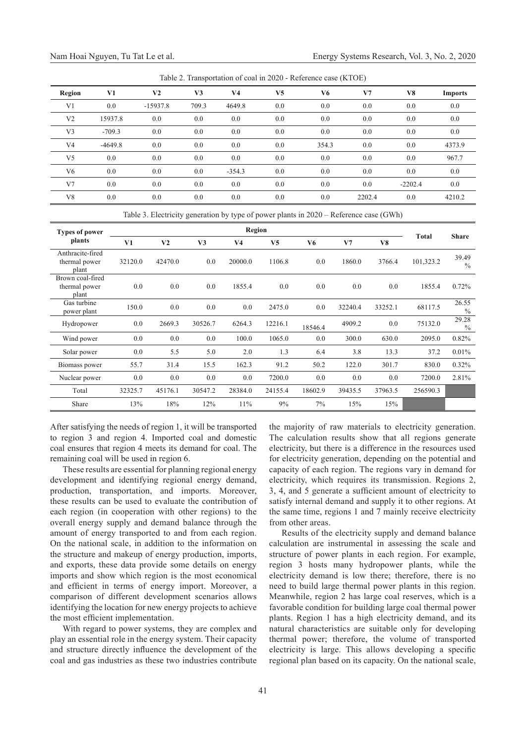Table 2. Transportation of coal in 2020 - Reference case (KTOE)

| Region | V1 | V2 | V3 | V4 | V5 | V6 | V7 | V8 | Imports |
|---|---|---|---|---|---|---|---|---|---|
| V1 | 0.0 | -15937.8 | 709.3 | 4649.8 | 0.0 | 0.0 | 0.0 | 0.0 | 0.0 |
| V2 | 15937.8 | 0.0 | 0.0 | 0.0 | 0.0 | 0.0 | 0.0 | 0.0 | 0.0 |
| V3 | -709.3 | 0.0 | 0.0 | 0.0 | 0.0 | 0.0 | 0.0 | 0.0 | 0.0 |
| V4 | -4649.8 | 0.0 | 0.0 | 0.0 | 0.0 | 354.3 | 0.0 | 0.0 | 4373.9 |
| V5 | 0.0 | 0.0 | 0.0 | 0.0 | 0.0 | 0.0 | 0.0 | 0.0 | 967.7 |
| V6 | 0.0 | 0.0 | 0.0 | -354.3 | 0.0 | 0.0 | 0.0 | 0.0 | 0.0 |
| V7 | 0.0 | 0.0 | 0.0 | 0.0 | 0.0 | 0.0 | 0.0 | -2202.4 | 0.0 |
| V8 | 0.0 | 0.0 | 0.0 | 0.0 | 0.0 | 0.0 | 2202.4 | 0.0 | 4210.2 |

Table 3. Electricity generation by type of power plants in 2020 – Reference case (GWh)

| Types of power plants | Region | | | | | | | | Total | Share |
|---|---|---|---|---|---|---|---|---|---|---|
| | V1 | V2 | V3 | V4 | V5 | V6 | V7 | V8 | | |
| Anthracite-fired thermal power plant | 32120.0 | 42470.0 | 0.0 | 20000.0 | 1106.8 | 0.0 | 1860.0 | 3766.4 | 101,323.2 | 39.49 % |
| Brown coal-fired thermal power plant | 0.0 | 0.0 | 0.0 | 1855.4 | 0.0 | 0.0 | 0.0 | 0.0 | 1855.4 | 0.72% |
| Gas turbine power plant | 150.0 | 0.0 | 0.0 | 0.0 | 2475.0 | 0.0 | 32240.4 | 33252.1 | 68117.5 | 26.55 % |
| Hydropower | 0.0 | 2669.3 | 30526.7 | 6264.3 | 12216.1 | 18546.4 | 4909.2 | 0.0 | 75132.0 | 29.28 % |
| Wind power | 0.0 | 0.0 | 0.0 | 100.0 | 1065.0 | 0.0 | 300.0 | 630.0 | 2095.0 | 0.82% |
| Solar power | 0.0 | 5.5 | 5.0 | 2.0 | 1.3 | 6.4 | 3.8 | 13.3 | 37.2 | 0.01% |
| Biomass power | 55.7 | 31.4 | 15.5 | 162.3 | 91.2 | 50.2 | 122.0 | 301.7 | 830.0 | 0.32% |
| Nuclear power | 0.0 | 0.0 | 0.0 | 0.0 | 7200.0 | 0.0 | 0.0 | 0.0 | 7200.0 | 2.81% |
| Total | 32325.7 | 45176.1 | 30547.2 | 28384.0 | 24155.4 | 18602.9 | 39435.5 | 37963.5 | 256590.3 | |
| Share | 13% | 18% | 12% | 11% | 9% | 7% | 15% | 15% | | |

After satisfying the needs of region 1, it will be transported to region 3 and region 4. Imported coal and domestic coal ensures that region 4 meets its demand for coal. The remaining coal will be used in region 6.

These results are essential for planning regional energy development and identifying regional energy demand, production, transportation, and imports. Moreover, these results can be used to evaluate the contribution of each region (in cooperation with other regions) to the overall energy supply and demand balance through the amount of energy transported to and from each region. On the national scale, in addition to the information on the structure and makeup of energy production, imports, and exports, these data provide some details on energy imports and show which region is the most economical and efficient in terms of energy import. Moreover, a comparison of different development scenarios allows identifying the location for new energy projects to achieve the most efficient implementation.

With regard to power systems, they are complex and play an essential role in the energy system. Their capacity and structure directly influence the development of the coal and gas industries as these two industries contribute the majority of raw materials to electricity generation. The calculation results show that all regions generate electricity, but there is a difference in the resources used for electricity generation, depending on the potential and capacity of each region. The regions vary in demand for electricity, which requires its transmission. Regions 2, 3, 4, and 5 generate a sufficient amount of electricity to satisfy internal demand and supply it to other regions. At the same time, regions 1 and 7 mainly receive electricity from other areas.

Results of the electricity supply and demand balance calculation are instrumental in assessing the scale and structure of power plants in each region. For example, region 3 hosts many hydropower plants, while the electricity demand is low there; therefore, there is no need to build large thermal power plants in this region. Meanwhile, region 2 has large coal reserves, which is a favorable condition for building large coal thermal power plants. Region 1 has a high electricity demand, and its natural characteristics are suitable only for developing thermal power; therefore, the volume of transported electricity is large. This allows developing a specific regional plan based on its capacity. On the national scale,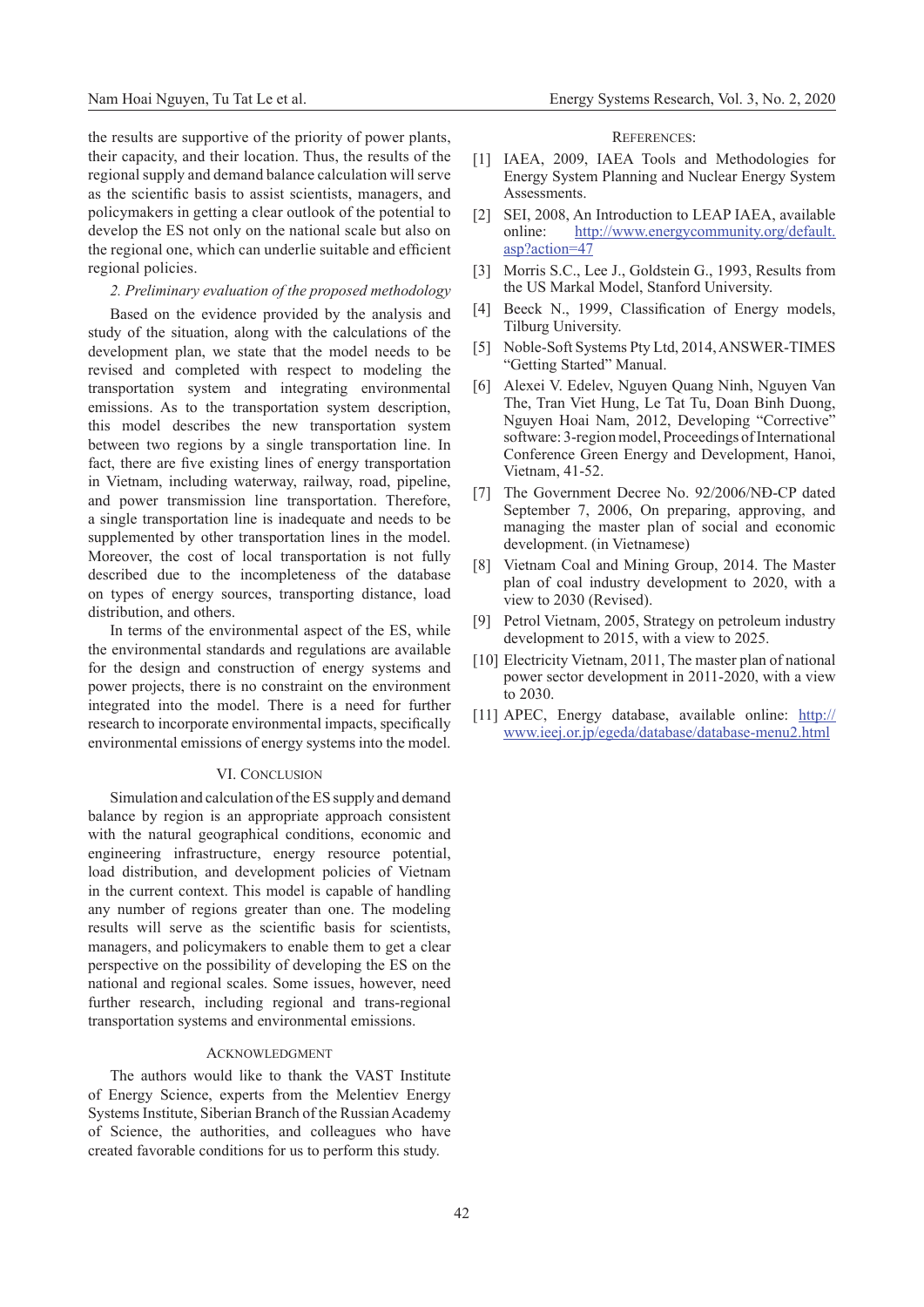the results are supportive of the priority of power plants, their capacity, and their location. Thus, the results of the regional supply and demand balance calculation will serve as the scientific basis to assist scientists, managers, and policymakers in getting a clear outlook of the potential to develop the ES not only on the national scale but also on the regional one, which can underlie suitable and efficient regional policies.

*2. Preliminary evaluation of the proposed methodology*

Based on the evidence provided by the analysis and study of the situation, along with the calculations of the development plan, we state that the model needs to be revised and completed with respect to modeling the transportation system and integrating environmental emissions. As to the transportation system description, this model describes the new transportation system between two regions by a single transportation line. In fact, there are five existing lines of energy transportation in Vietnam, including waterway, railway, road, pipeline, and power transmission line transportation. Therefore, a single transportation line is inadequate and needs to be supplemented by other transportation lines in the model. Moreover, the cost of local transportation is not fully described due to the incompleteness of the database on types of energy sources, transporting distance, load distribution, and others.

In terms of the environmental aspect of the ES, while the environmental standards and regulations are available for the design and construction of energy systems and power projects, there is no constraint on the environment integrated into the model. There is a need for further research to incorporate environmental impacts, specifically environmental emissions of energy systems into the model.

## VI. Conclusion

Simulation and calculation of the ES supply and demand balance by region is an appropriate approach consistent with the natural geographical conditions, economic and engineering infrastructure, energy resource potential, load distribution, and development policies of Vietnam in the current context. This model is capable of handling any number of regions greater than one. The modeling results will serve as the scientific basis for scientists, managers, and policymakers to enable them to get a clear perspective on the possibility of developing the ES on the national and regional scales. Some issues, however, need further research, including regional and trans-regional transportation systems and environmental emissions.

## Acknowledgment

The authors would like to thank the VAST Institute of Energy Science, experts from the Melentiev Energy Systems Institute, Siberian Branch of the Russian Academy of Science, the authorities, and colleagues who have created favorable conditions for us to perform this study.

## References:

[1] IAEA, 2009, IAEA Tools and Methodologies for Energy System Planning and Nuclear Energy System Assessments.

[2] SEI, 2008, An Introduction to LEAP IAEA, available online: http://www.energycommunity.org/default.asp?action=47

[3] Morris S.C., Lee J., Goldstein G., 1993, Results from the US Markal Model, Stanford University.

[4] Beeck N., 1999, Classification of Energy models, Tilburg University.

[5] Noble-Soft Systems Pty Ltd, 2014, ANSWER-TIMES "Getting Started" Manual.

[6] Alexei V. Edelev, Nguyen Quang Ninh, Nguyen Van The, Tran Viet Hung, Le Tat Tu, Doan Binh Duong, Nguyen Hoai Nam, 2012, Developing "Corrective" software: 3-region model, Proceedings of International Conference Green Energy and Development, Hanoi, Vietnam, 41-52.

[7] The Government Decree No. 92/2006/NĐ-CP dated September 7, 2006, On preparing, approving, and managing the master plan of social and economic development. (in Vietnamese)

[8] Vietnam Coal and Mining Group, 2014. The Master plan of coal industry development to 2020, with a view to 2030 (Revised).

[9] Petrol Vietnam, 2005, Strategy on petroleum industry development to 2015, with a view to 2025.

[10] Electricity Vietnam, 2011, The master plan of national power sector development in 2011-2020, with a view to 2030.

[11] APEC, Energy database, available online: http://www.ieej.or.jp/egeda/database/database-menu2.html